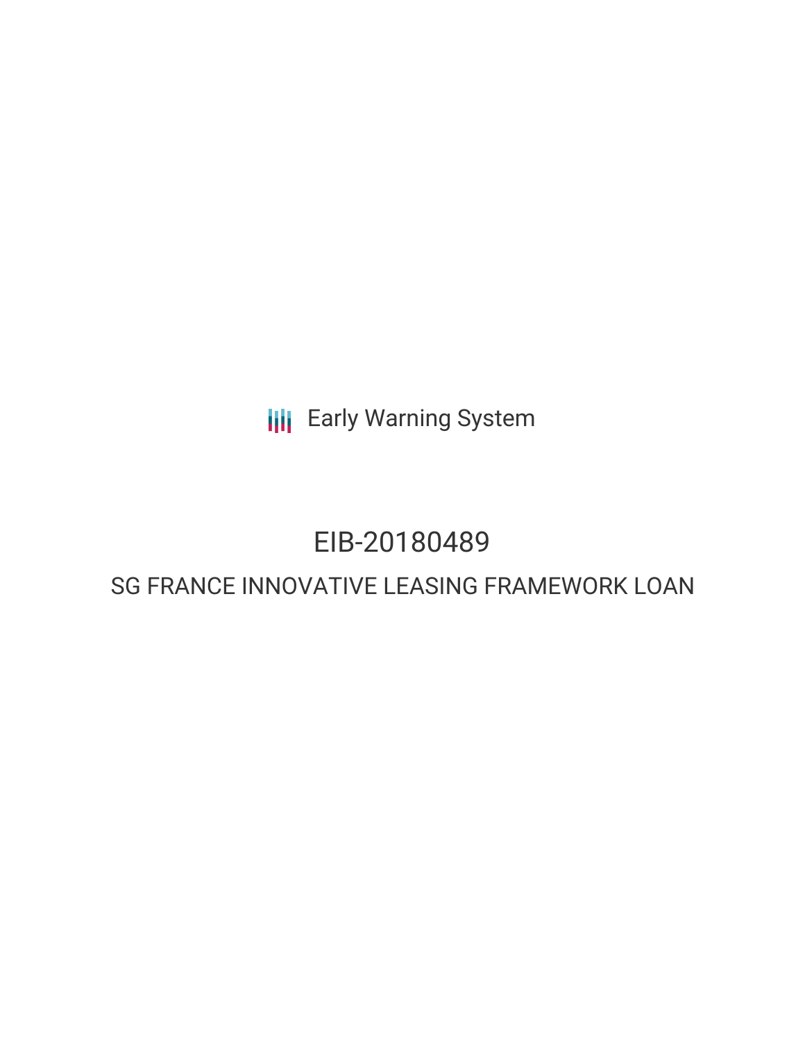Early Warning System

# EIB-20180489

## SG FRANCE INNOVATIVE LEASING FRAMEWORK LOAN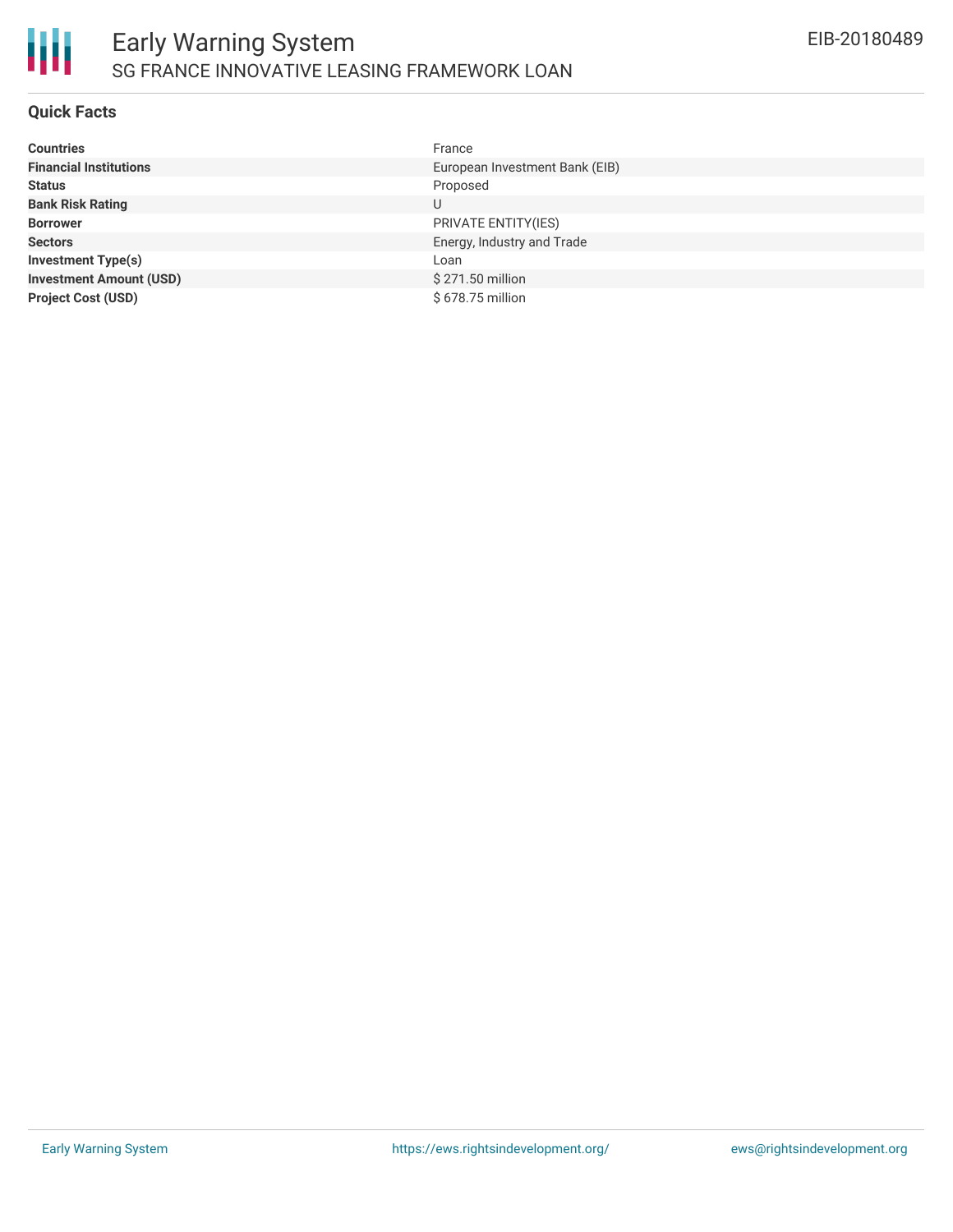## Quick Facts

| | |
|---|---|
| **Countries** | France |
| **Financial Institutions** | European Investment Bank (EIB) |
| **Status** | Proposed |
| **Bank Risk Rating** | U |
| **Borrower** | PRIVATE ENTITY(IES) |
| **Sectors** | Energy, Industry and Trade |
| **Investment Type(s)** | Loan |
| **Investment Amount (USD)** | $ 271.50 million |
| **Project Cost (USD)** | $ 678.75 million |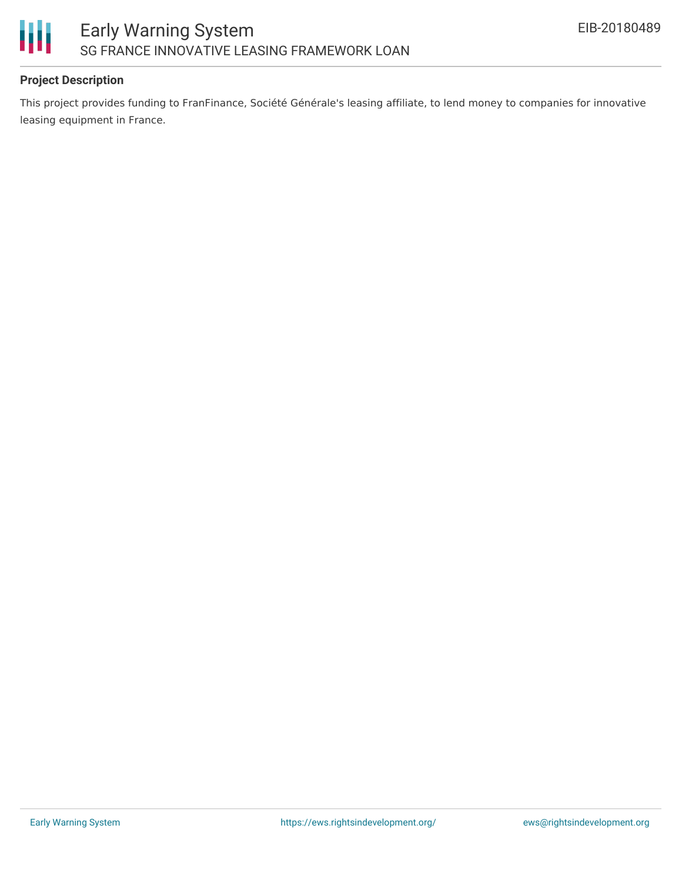### Project Description

This project provides funding to FranFinance, Société Générale's leasing affiliate, to lend money to companies for innovative leasing equipment in France.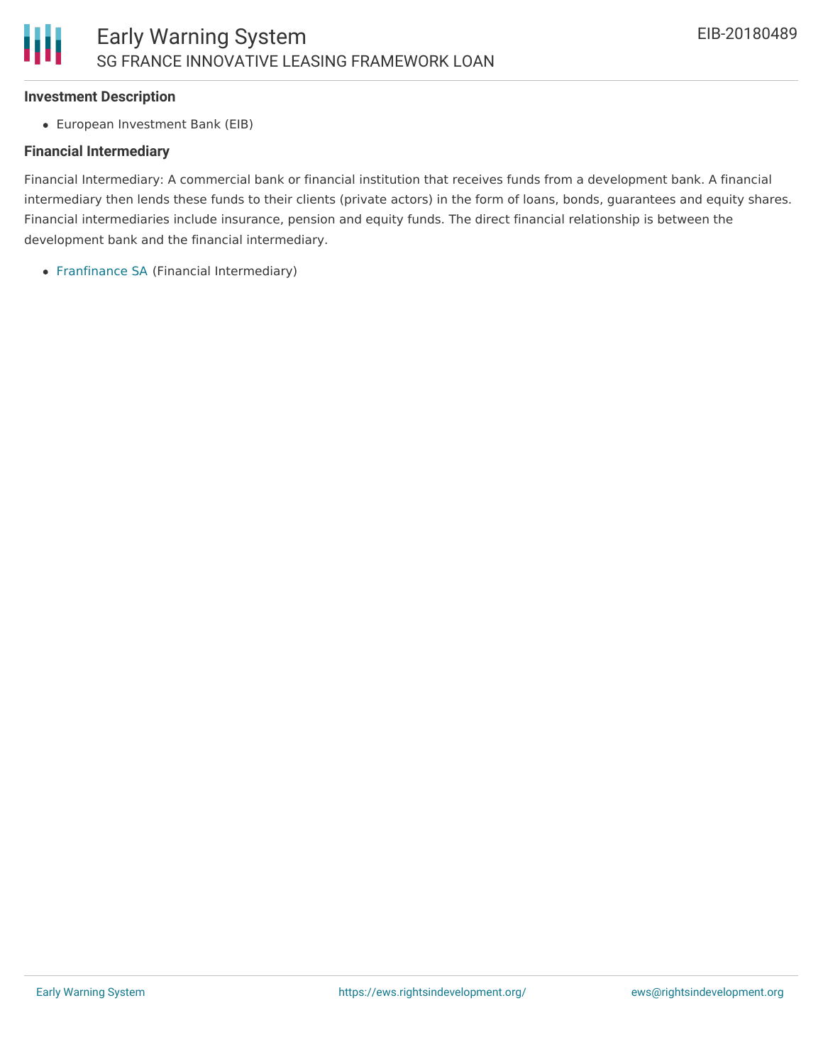### Investment Description

- European Investment Bank (EIB)

### Financial Intermediary

Financial Intermediary: A commercial bank or financial institution that receives funds from a development bank. A financial intermediary then lends these funds to their clients (private actors) in the form of loans, bonds, guarantees and equity shares. Financial intermediaries include insurance, pension and equity funds. The direct financial relationship is between the development bank and the financial intermediary.

- Franfinance SA (Financial Intermediary)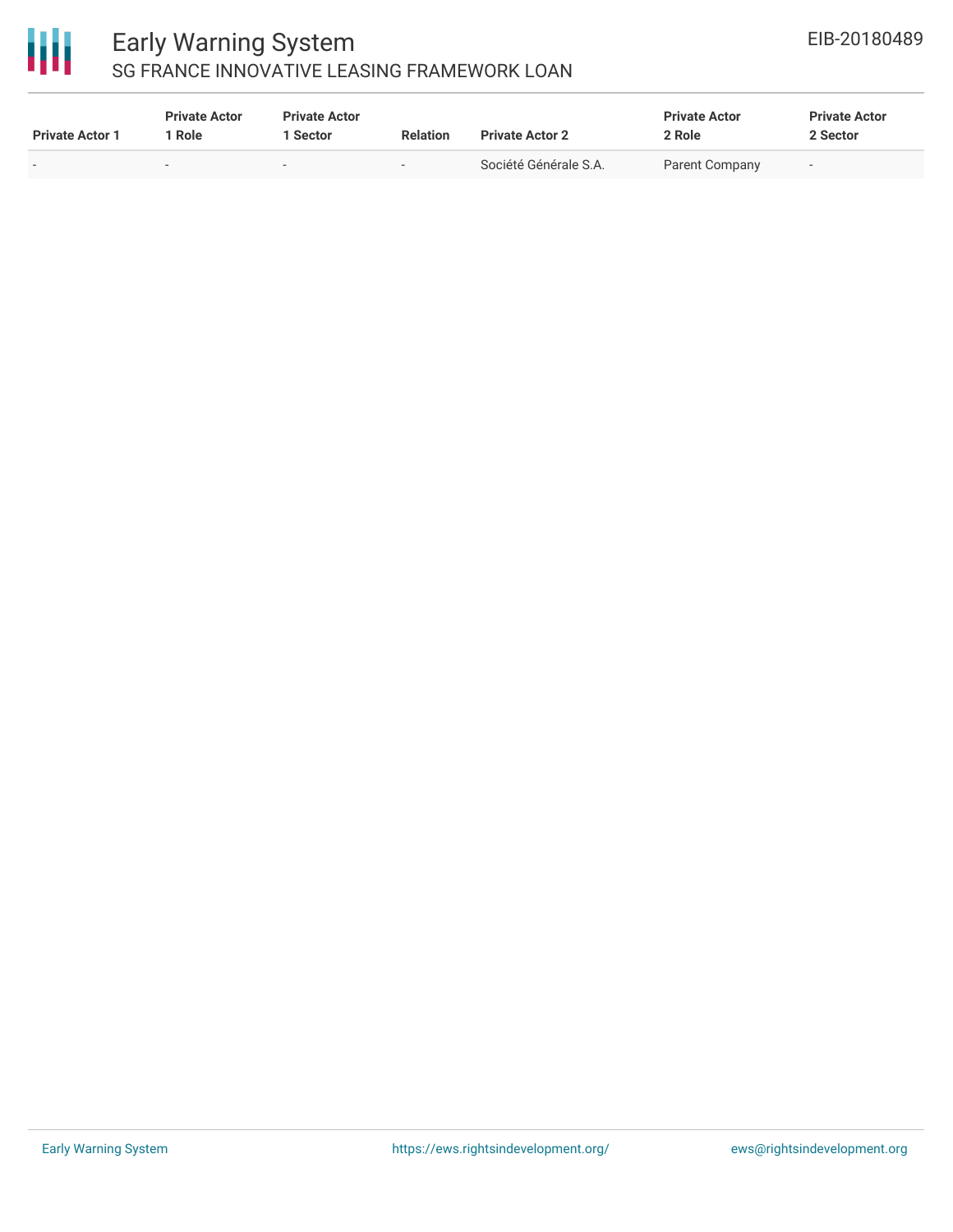| Private Actor 1 | Private Actor 1 Role | Private Actor 1 Sector | Relation | Private Actor 2 | Private Actor 2 Role | Private Actor 2 Sector |
|---|---|---|---|---|---|---|
| - | - | - | - | Société Générale S.A. | Parent Company | - |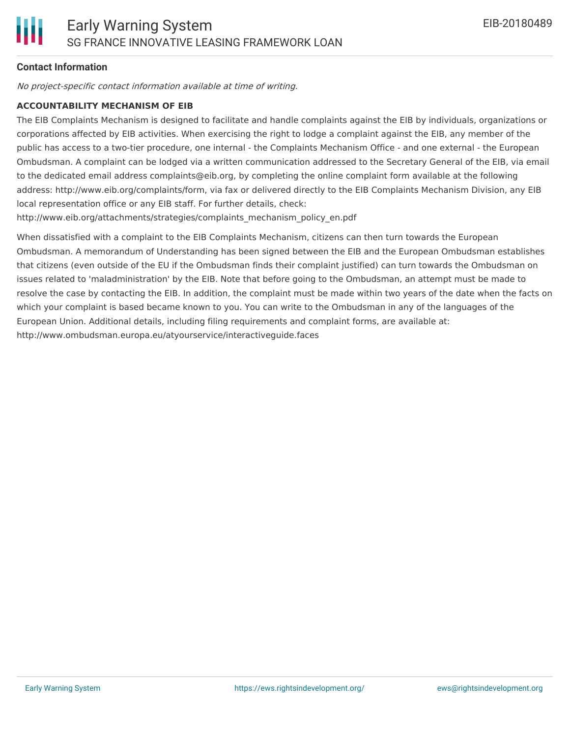**Contact Information**

*No project-specific contact information available at time of writing.*

**ACCOUNTABILITY MECHANISM OF EIB**

The EIB Complaints Mechanism is designed to facilitate and handle complaints against the EIB by individuals, organizations or corporations affected by EIB activities. When exercising the right to lodge a complaint against the EIB, any member of the public has access to a two-tier procedure, one internal - the Complaints Mechanism Office - and one external - the European Ombudsman. A complaint can be lodged via a written communication addressed to the Secretary General of the EIB, via email to the dedicated email address complaints@eib.org, by completing the online complaint form available at the following address: http://www.eib.org/complaints/form, via fax or delivered directly to the EIB Complaints Mechanism Division, any EIB local representation office or any EIB staff. For further details, check: http://www.eib.org/attachments/strategies/complaints_mechanism_policy_en.pdf

When dissatisfied with a complaint to the EIB Complaints Mechanism, citizens can then turn towards the European Ombudsman. A memorandum of Understanding has been signed between the EIB and the European Ombudsman establishes that citizens (even outside of the EU if the Ombudsman finds their complaint justified) can turn towards the Ombudsman on issues related to 'maladministration' by the EIB. Note that before going to the Ombudsman, an attempt must be made to resolve the case by contacting the EIB. In addition, the complaint must be made within two years of the date when the facts on which your complaint is based became known to you. You can write to the Ombudsman in any of the languages of the European Union. Additional details, including filing requirements and complaint forms, are available at: http://www.ombudsman.europa.eu/atyourservice/interactiveguide.faces